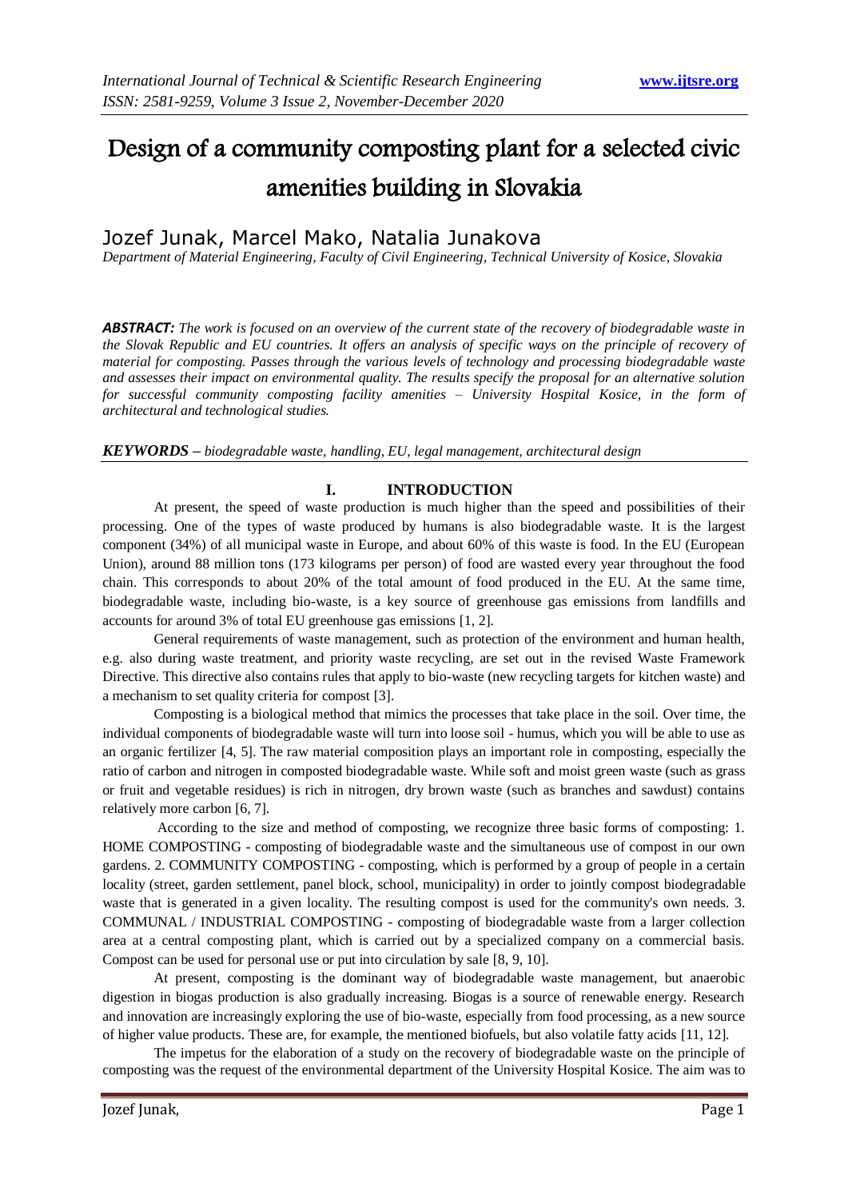# Design of a community composting plant for a selected civic amenities building in Slovakia

Jozef Junak, Marcel Mako, Natalia Junakova

*Department of Material Engineering, Faculty of Civil Engineering, Technical University of Kosice, Slovakia*

***ABSTRACT:*** *The work is focused on an overview of the current state of the recovery of biodegradable waste in the Slovak Republic and EU countries. It offers an analysis of specific ways on the principle of recovery of material for composting. Passes through the various levels of technology and processing biodegradable waste and assesses their impact on environmental quality. The results specify the proposal for an alternative solution for successful community composting facility amenities – University Hospital Kosice, in the form of architectural and technological studies.*

***KEYWORDS –*** *biodegradable waste, handling, EU, legal management, architectural design*

## I. INTRODUCTION

At present, the speed of waste production is much higher than the speed and possibilities of their processing. One of the types of waste produced by humans is also biodegradable waste. It is the largest component (34%) of all municipal waste in Europe, and about 60% of this waste is food. In the EU (European Union), around 88 million tons (173 kilograms per person) of food are wasted every year throughout the food chain. This corresponds to about 20% of the total amount of food produced in the EU. At the same time, biodegradable waste, including bio-waste, is a key source of greenhouse gas emissions from landfills and accounts for around 3% of total EU greenhouse gas emissions [1, 2].

General requirements of waste management, such as protection of the environment and human health, e.g. also during waste treatment, and priority waste recycling, are set out in the revised Waste Framework Directive. This directive also contains rules that apply to bio-waste (new recycling targets for kitchen waste) and a mechanism to set quality criteria for compost [3].

Composting is a biological method that mimics the processes that take place in the soil. Over time, the individual components of biodegradable waste will turn into loose soil - humus, which you will be able to use as an organic fertilizer [4, 5]. The raw material composition plays an important role in composting, especially the ratio of carbon and nitrogen in composted biodegradable waste. While soft and moist green waste (such as grass or fruit and vegetable residues) is rich in nitrogen, dry brown waste (such as branches and sawdust) contains relatively more carbon [6, 7].

According to the size and method of composting, we recognize three basic forms of composting: 1. HOME COMPOSTING - composting of biodegradable waste and the simultaneous use of compost in our own gardens. 2. COMMUNITY COMPOSTING - composting, which is performed by a group of people in a certain locality (street, garden settlement, panel block, school, municipality) in order to jointly compost biodegradable waste that is generated in a given locality. The resulting compost is used for the community's own needs. 3. COMMUNAL / INDUSTRIAL COMPOSTING - composting of biodegradable waste from a larger collection area at a central composting plant, which is carried out by a specialized company on a commercial basis. Compost can be used for personal use or put into circulation by sale [8, 9, 10].

At present, composting is the dominant way of biodegradable waste management, but anaerobic digestion in biogas production is also gradually increasing. Biogas is a source of renewable energy. Research and innovation are increasingly exploring the use of bio-waste, especially from food processing, as a new source of higher value products. These are, for example, the mentioned biofuels, but also volatile fatty acids [11, 12].

The impetus for the elaboration of a study on the recovery of biodegradable waste on the principle of composting was the request of the environmental department of the University Hospital Kosice. The aim was to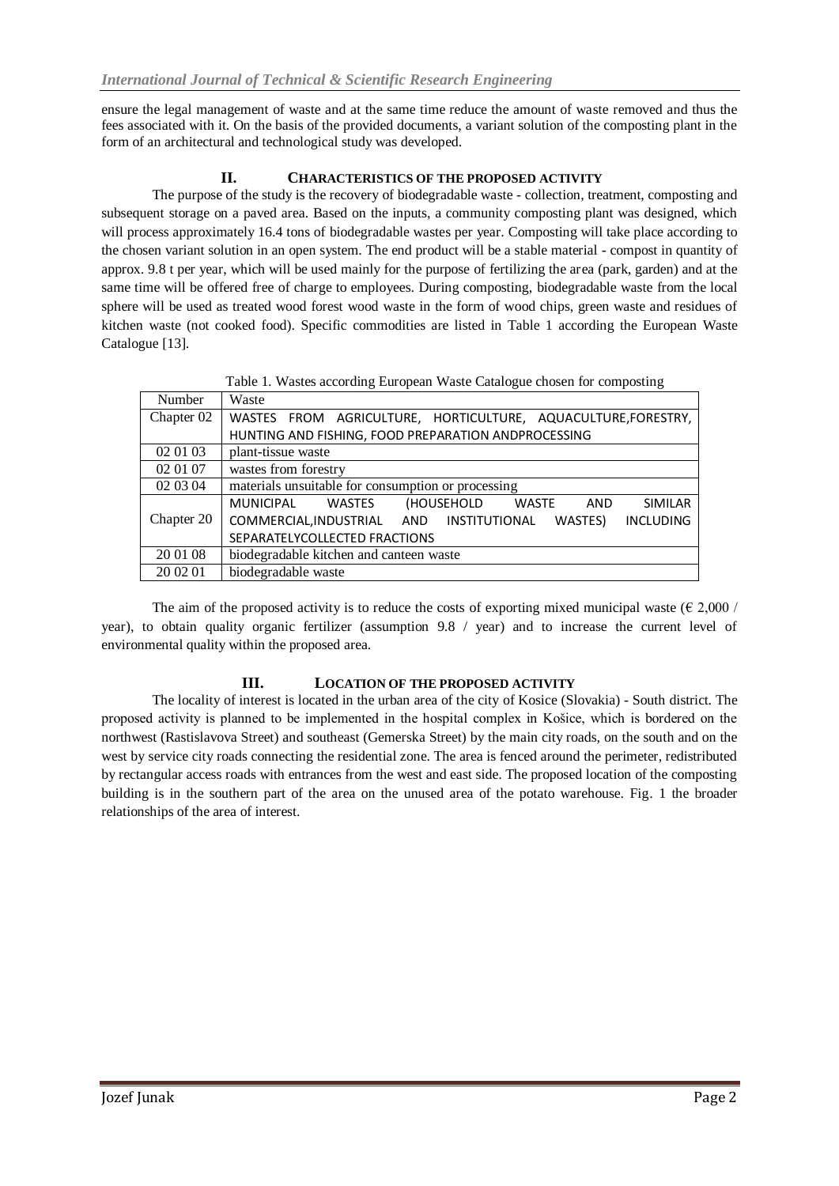ensure the legal management of waste and at the same time reduce the amount of waste removed and thus the fees associated with it. On the basis of the provided documents, a variant solution of the composting plant in the form of an architectural and technological study was developed.

## II. CHARACTERISTICS OF THE PROPOSED ACTIVITY

The purpose of the study is the recovery of biodegradable waste - collection, treatment, composting and subsequent storage on a paved area. Based on the inputs, a community composting plant was designed, which will process approximately 16.4 tons of biodegradable wastes per year. Composting will take place according to the chosen variant solution in an open system. The end product will be a stable material - compost in quantity of approx. 9.8 t per year, which will be used mainly for the purpose of fertilizing the area (park, garden) and at the same time will be offered free of charge to employees. During composting, biodegradable waste from the local sphere will be used as treated wood forest wood waste in the form of wood chips, green waste and residues of kitchen waste (not cooked food). Specific commodities are listed in Table 1 according the European Waste Catalogue [13].

Table 1. Wastes according European Waste Catalogue chosen for composting

| Number | Waste |
|---|---|
| Chapter 02 | WASTES FROM AGRICULTURE, HORTICULTURE, AQUACULTURE,FORESTRY, HUNTING AND FISHING, FOOD PREPARATION ANDPROCESSING |
| 02 01 03 | plant-tissue waste |
| 02 01 07 | wastes from forestry |
| 02 03 04 | materials unsuitable for consumption or processing |
| Chapter 20 | MUNICIPAL WASTES (HOUSEHOLD WASTE AND SIMILAR COMMERCIAL,INDUSTRIAL AND INSTITUTIONAL WASTES) INCLUDING SEPARATELYCOLLECTED FRACTIONS |
| 20 01 08 | biodegradable kitchen and canteen waste |
| 20 02 01 | biodegradable waste |

The aim of the proposed activity is to reduce the costs of exporting mixed municipal waste (€ 2,000 / year), to obtain quality organic fertilizer (assumption 9.8 / year) and to increase the current level of environmental quality within the proposed area.

## III. LOCATION OF THE PROPOSED ACTIVITY

The locality of interest is located in the urban area of the city of Kosice (Slovakia) - South district. The proposed activity is planned to be implemented in the hospital complex in Košice, which is bordered on the northwest (Rastislavova Street) and southeast (Gemerska Street) by the main city roads, on the south and on the west by service city roads connecting the residential zone. The area is fenced around the perimeter, redistributed by rectangular access roads with entrances from the west and east side. The proposed location of the composting building is in the southern part of the area on the unused area of the potato warehouse. Fig. 1 the broader relationships of the area of interest.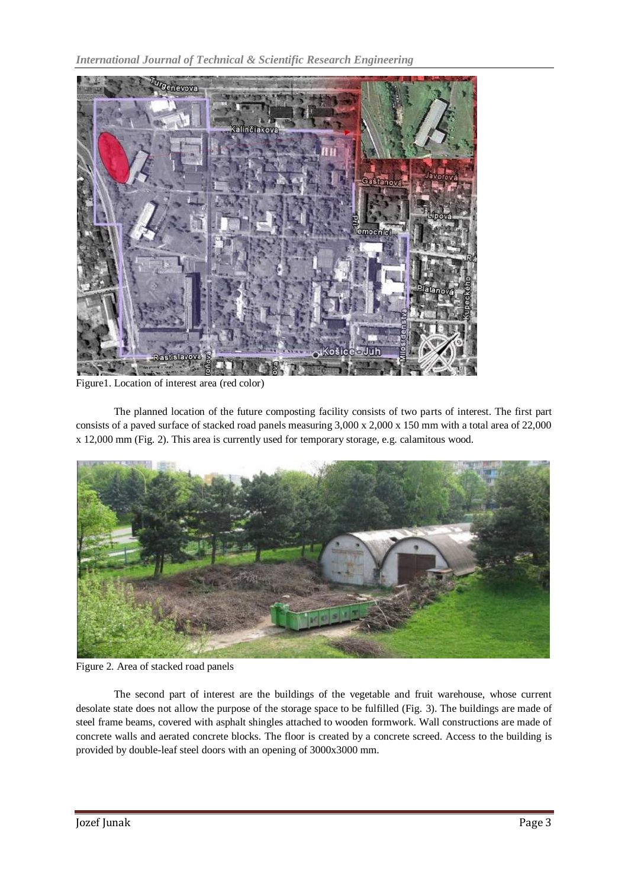Figure1. Location of interest area (red color)

The planned location of the future composting facility consists of two parts of interest. The first part consists of a paved surface of stacked road panels measuring 3,000 x 2,000 x 150 mm with a total area of 22,000 x 12,000 mm (Fig. 2). This area is currently used for temporary storage, e.g. calamitous wood.

Figure 2. Area of stacked road panels

The second part of interest are the buildings of the vegetable and fruit warehouse, whose current desolate state does not allow the purpose of the storage space to be fulfilled (Fig. 3). The buildings are made of steel frame beams, covered with asphalt shingles attached to wooden formwork. Wall constructions are made of concrete walls and aerated concrete blocks. The floor is created by a concrete screed. Access to the building is provided by double-leaf steel doors with an opening of 3000x3000 mm.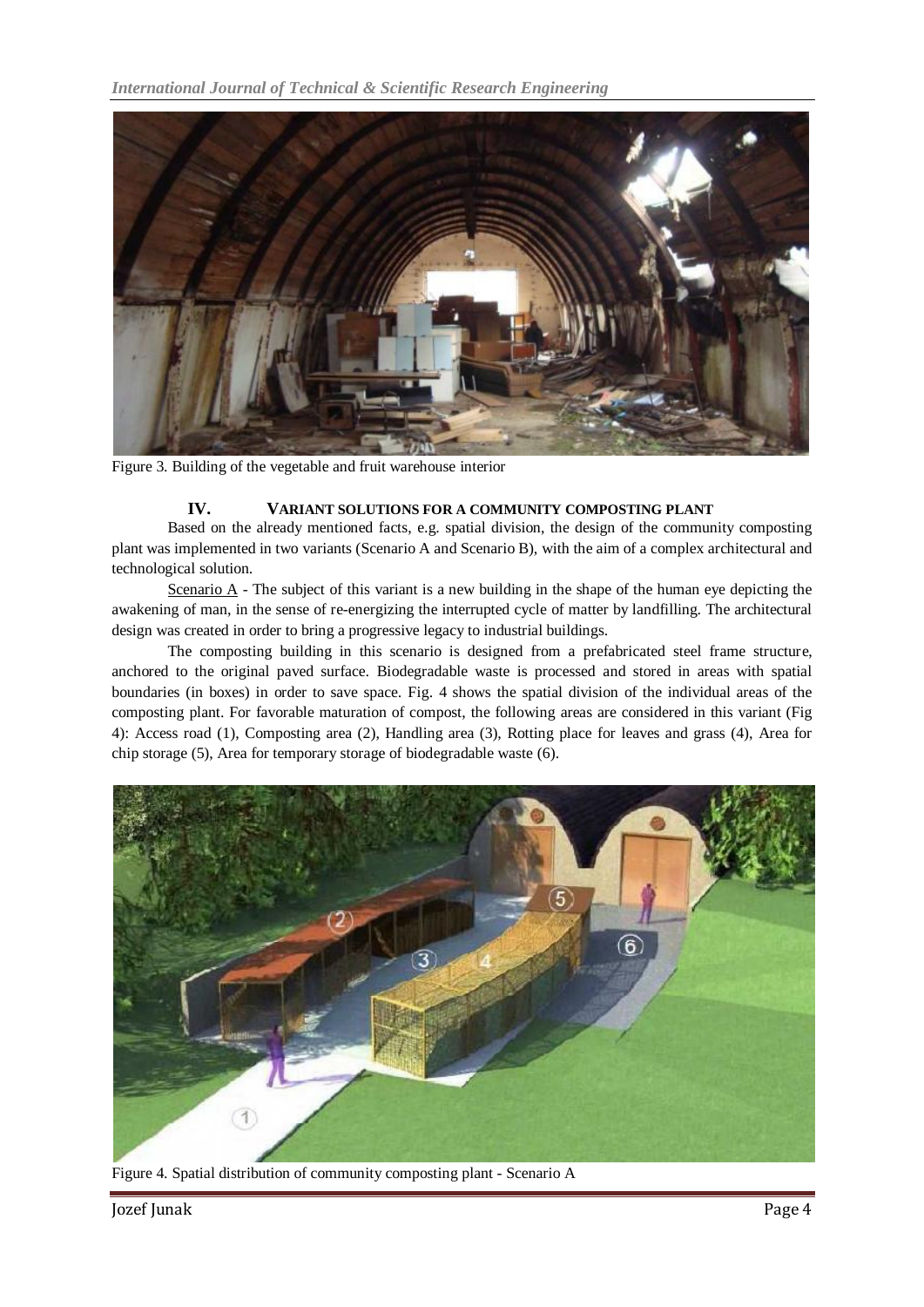Figure 3. Building of the vegetable and fruit warehouse interior

## IV. VARIANT SOLUTIONS FOR A COMMUNITY COMPOSTING PLANT

Based on the already mentioned facts, e.g. spatial division, the design of the community composting plant was implemented in two variants (Scenario A and Scenario B), with the aim of a complex architectural and technological solution.

Scenario A - The subject of this variant is a new building in the shape of the human eye depicting the awakening of man, in the sense of re-energizing the interrupted cycle of matter by landfilling. The architectural design was created in order to bring a progressive legacy to industrial buildings.

The composting building in this scenario is designed from a prefabricated steel frame structure, anchored to the original paved surface. Biodegradable waste is processed and stored in areas with spatial boundaries (in boxes) in order to save space. Fig. 4 shows the spatial division of the individual areas of the composting plant. For favorable maturation of compost, the following areas are considered in this variant (Fig 4): Access road (1), Composting area (2), Handling area (3), Rotting place for leaves and grass (4), Area for chip storage (5), Area for temporary storage of biodegradable waste (6).

Figure 4. Spatial distribution of community composting plant - Scenario A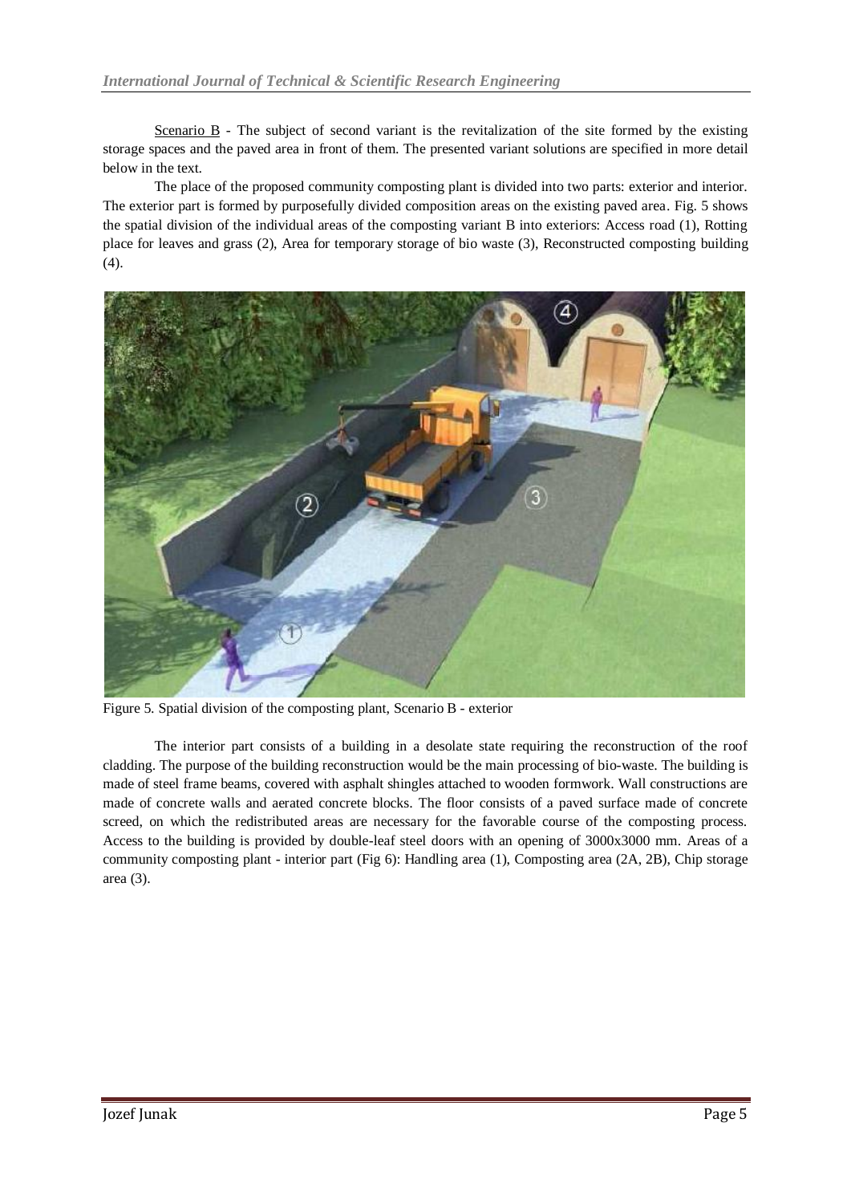Scenario B - The subject of second variant is the revitalization of the site formed by the existing storage spaces and the paved area in front of them. The presented variant solutions are specified in more detail below in the text.

The place of the proposed community composting plant is divided into two parts: exterior and interior. The exterior part is formed by purposefully divided composition areas on the existing paved area. Fig. 5 shows the spatial division of the individual areas of the composting variant B into exteriors: Access road (1), Rotting place for leaves and grass (2), Area for temporary storage of bio waste (3), Reconstructed composting building (4).

Figure 5. Spatial division of the composting plant, Scenario B - exterior

The interior part consists of a building in a desolate state requiring the reconstruction of the roof cladding. The purpose of the building reconstruction would be the main processing of bio-waste. The building is made of steel frame beams, covered with asphalt shingles attached to wooden formwork. Wall constructions are made of concrete walls and aerated concrete blocks. The floor consists of a paved surface made of concrete screed, on which the redistributed areas are necessary for the favorable course of the composting process. Access to the building is provided by double-leaf steel doors with an opening of 3000x3000 mm. Areas of a community composting plant - interior part (Fig 6): Handling area (1), Composting area (2A, 2B), Chip storage area (3).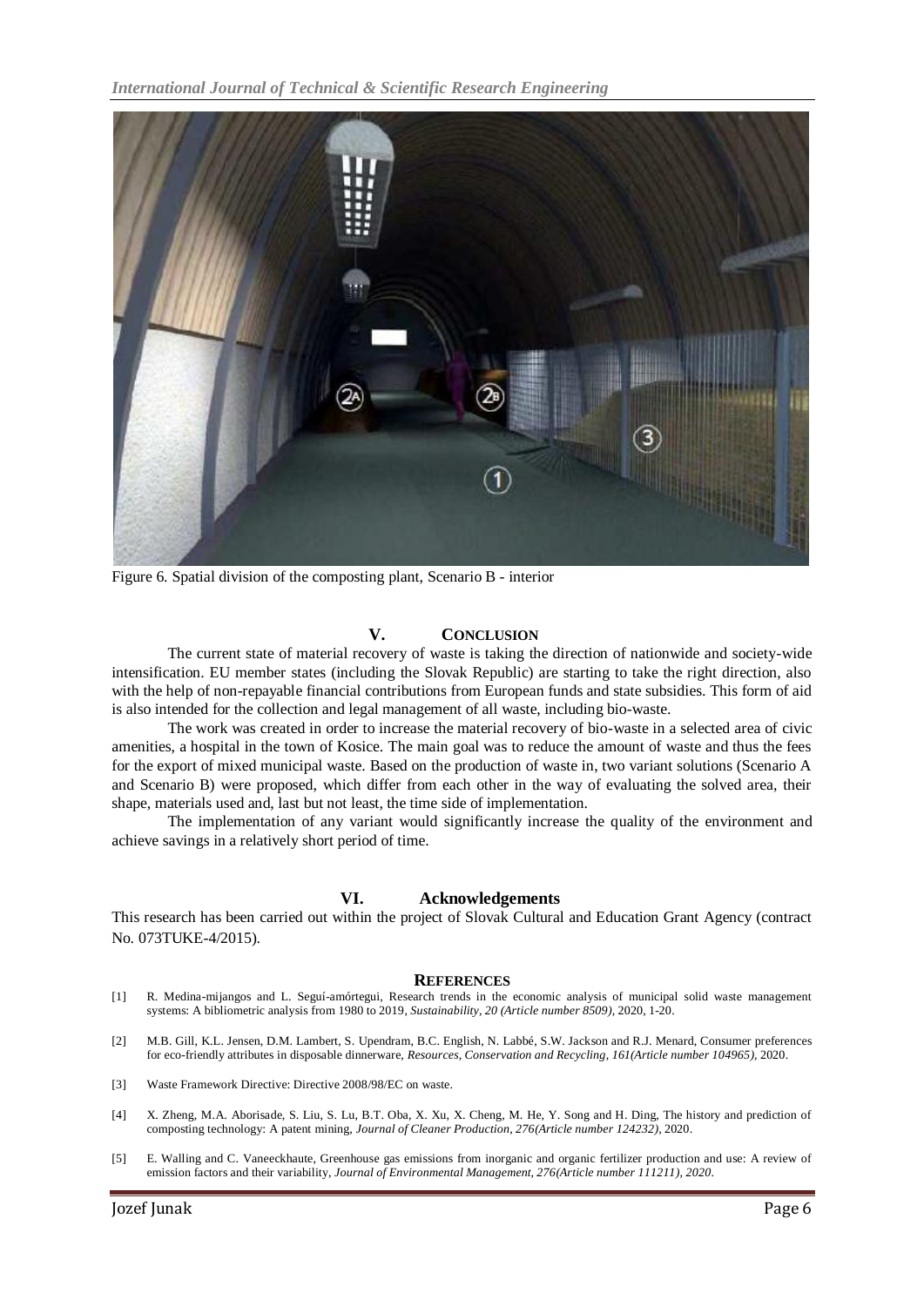Figure 6. Spatial division of the composting plant, Scenario B - interior

## V. Conclusion

The current state of material recovery of waste is taking the direction of nationwide and society-wide intensification. EU member states (including the Slovak Republic) are starting to take the right direction, also with the help of non-repayable financial contributions from European funds and state subsidies. This form of aid is also intended for the collection and legal management of all waste, including bio-waste.

The work was created in order to increase the material recovery of bio-waste in a selected area of civic amenities, a hospital in the town of Kosice. The main goal was to reduce the amount of waste and thus the fees for the export of mixed municipal waste. Based on the production of waste in, two variant solutions (Scenario A and Scenario B) were proposed, which differ from each other in the way of evaluating the solved area, their shape, materials used and, last but not least, the time side of implementation.

The implementation of any variant would significantly increase the quality of the environment and achieve savings in a relatively short period of time.

## VI. Acknowledgements

This research has been carried out within the project of Slovak Cultural and Education Grant Agency (contract No. 073TUKE-4/2015).

## References

[1] R. Medina-mijangos and L. Seguí-amórtegui, Research trends in the economic analysis of municipal solid waste management systems: A bibliometric analysis from 1980 to 2019, *Sustainability, 20 (Article number 8509)*, 2020, 1-20.

[2] M.B. Gill, K.L. Jensen, D.M. Lambert, S. Upendram, B.C. English, N. Labbé, S.W. Jackson and R.J. Menard, Consumer preferences for eco-friendly attributes in disposable dinnerware, *Resources, Conservation and Recycling, 161(Article number 104965)*, 2020.

[3] Waste Framework Directive: Directive 2008/98/EC on waste.

[4] X. Zheng, M.A. Aborisade, S. Liu, S. Lu, B.T. Oba, X. Xu, X. Cheng, M. He, Y. Song and H. Ding, The history and prediction of composting technology: A patent mining, *Journal of Cleaner Production, 276(Article number 124232)*, 2020.

[5] E. Walling and C. Vaneeckhaute, Greenhouse gas emissions from inorganic and organic fertilizer production and use: A review of emission factors and their variability, *Journal of Environmental Management, 276(Article number 111211), 2020*.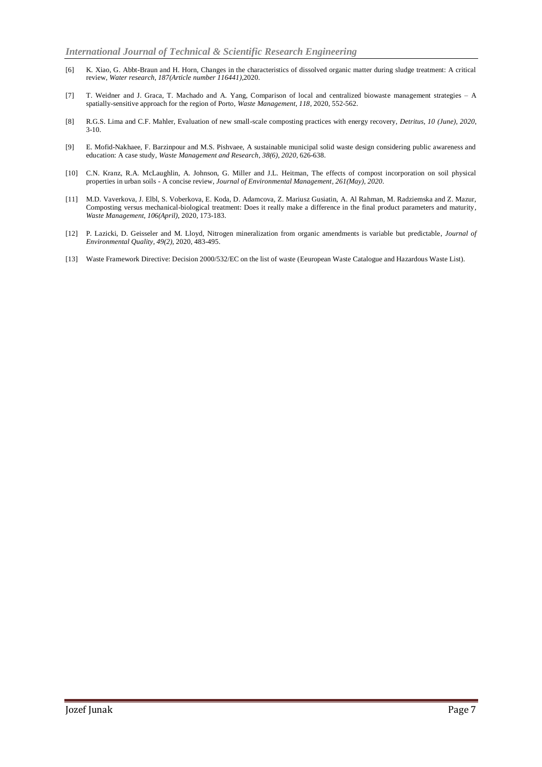[6] K. Xiao, G. Abbt-Braun and H. Horn, Changes in the characteristics of dissolved organic matter during sludge treatment: A critical review, *Water research, 187(Article number 116441)*,2020.

[7] T. Weidner and J. Graca, T. Machado and A. Yang, Comparison of local and centralized biowaste management strategies – A spatially-sensitive approach for the region of Porto, *Waste Management, 118*, 2020, 552-562.

[8] R.G.S. Lima and C.F. Mahler, Evaluation of new small-scale composting practices with energy recovery, *Detritus, 10 (June), 2020*, 3-10.

[9] E. Mofid-Nakhaee, F. Barzinpour and M.S. Pishvaee, A sustainable municipal solid waste design considering public awareness and education: A case study, *Waste Management and Research, 38(6), 2020*, 626-638.

[10] C.N. Kranz, R.A. McLaughlin, A. Johnson, G. Miller and J.L. Heitman, The effects of compost incorporation on soil physical properties in urban soils - A concise review, *Journal of Environmental Management, 261(May), 2020*.

[11] M.D. Vaverkova, J. Elbl, S. Voberkova, E. Koda, D. Adamcova, Z. Mariusz Gusiatin, A. Al Rahman, M. Radziemska and Z. Mazur, Composting versus mechanical-biological treatment: Does it really make a difference in the final product parameters and maturity, *Waste Management, 106(April)*, 2020, 173-183.

[12] P. Lazicki, D. Geisseler and M. Lloyd, Nitrogen mineralization from organic amendments is variable but predictable, *Journal of Environmental Quality, 49(2)*, 2020, 483-495.

[13] Waste Framework Directive: Decision 2000/532/EC on the list of waste (Eeuropean Waste Catalogue and Hazardous Waste List).